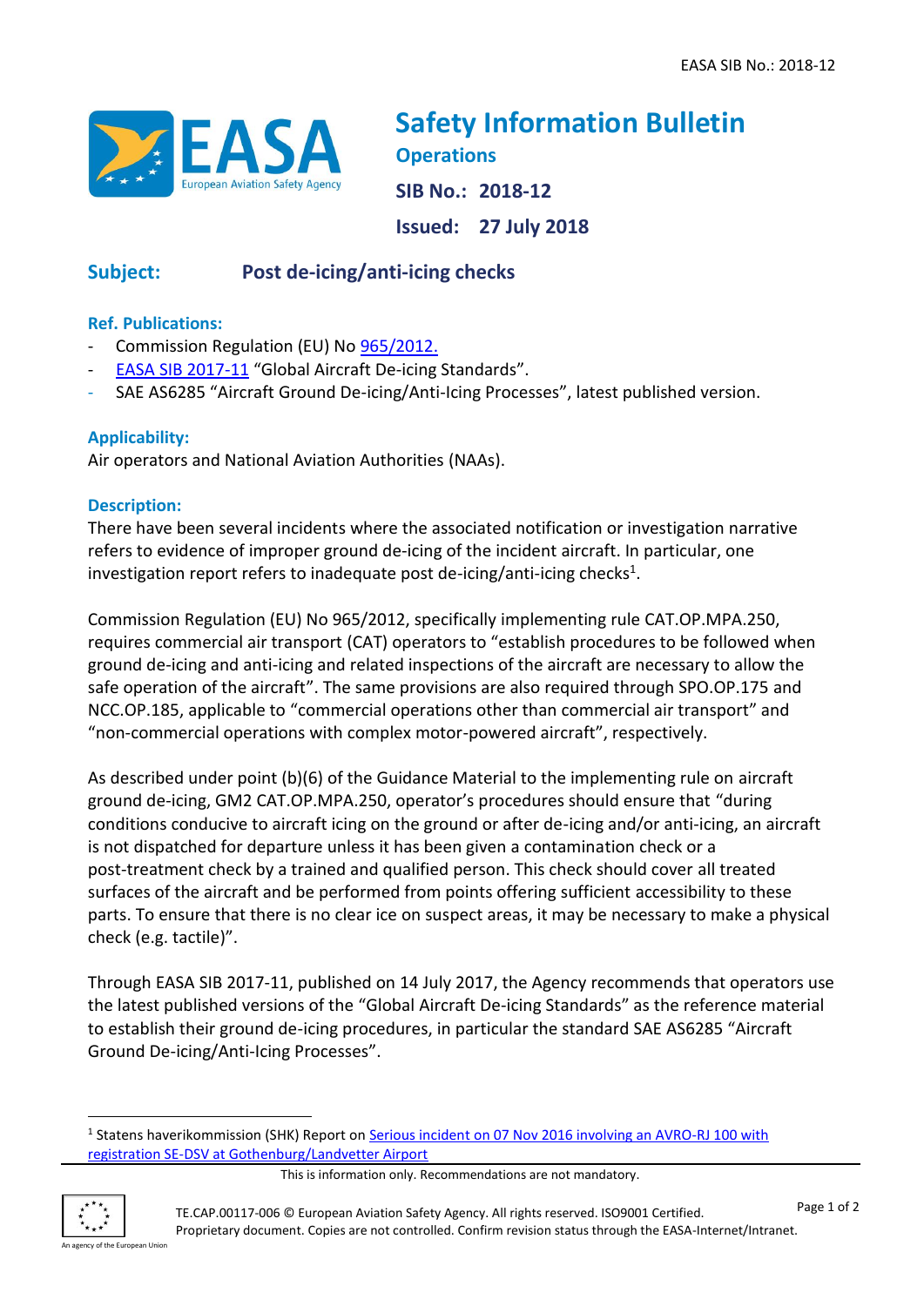# Safety Information Bulletin

## Operations

**SIB No.: 2018-12**

**Issued: 27 July 2018**

## Subject: Post de-icing/anti-icing checks

### Ref. Publications:

- Commission Regulation (EU) No 965/2012.
- EASA SIB 2017-11 "Global Aircraft De-icing Standards".
- SAE AS6285 "Aircraft Ground De-icing/Anti-Icing Processes", latest published version.

### Applicability:

Air operators and National Aviation Authorities (NAAs).

### Description:

There have been several incidents where the associated notification or investigation narrative refers to evidence of improper ground de-icing of the incident aircraft. In particular, one investigation report refers to inadequate post de-icing/anti-icing checks[1].

Commission Regulation (EU) No 965/2012, specifically implementing rule CAT.OP.MPA.250, requires commercial air transport (CAT) operators to "establish procedures to be followed when ground de-icing and anti-icing and related inspections of the aircraft are necessary to allow the safe operation of the aircraft". The same provisions are also required through SPO.OP.175 and NCC.OP.185, applicable to "commercial operations other than commercial air transport" and "non-commercial operations with complex motor-powered aircraft", respectively.

As described under point (b)(6) of the Guidance Material to the implementing rule on aircraft ground de-icing, GM2 CAT.OP.MPA.250, operator's procedures should ensure that "during conditions conducive to aircraft icing on the ground or after de-icing and/or anti-icing, an aircraft is not dispatched for departure unless it has been given a contamination check or a post-treatment check by a trained and qualified person. This check should cover all treated surfaces of the aircraft and be performed from points offering sufficient accessibility to these parts. To ensure that there is no clear ice on suspect areas, it may be necessary to make a physical check (e.g. tactile)".

Through EASA SIB 2017-11, published on 14 July 2017, the Agency recommends that operators use the latest published versions of the "Global Aircraft De-icing Standards" as the reference material to establish their ground de-icing procedures, in particular the standard SAE AS6285 "Aircraft Ground De-icing/Anti-Icing Processes".

---

[1] Statens haverikommission (SHK) Report on Serious incident on 07 Nov 2016 involving an AVRO-RJ 100 with registration SE-DSV at Gothenburg/Landvetter Airport

This is information only. Recommendations are not mandatory.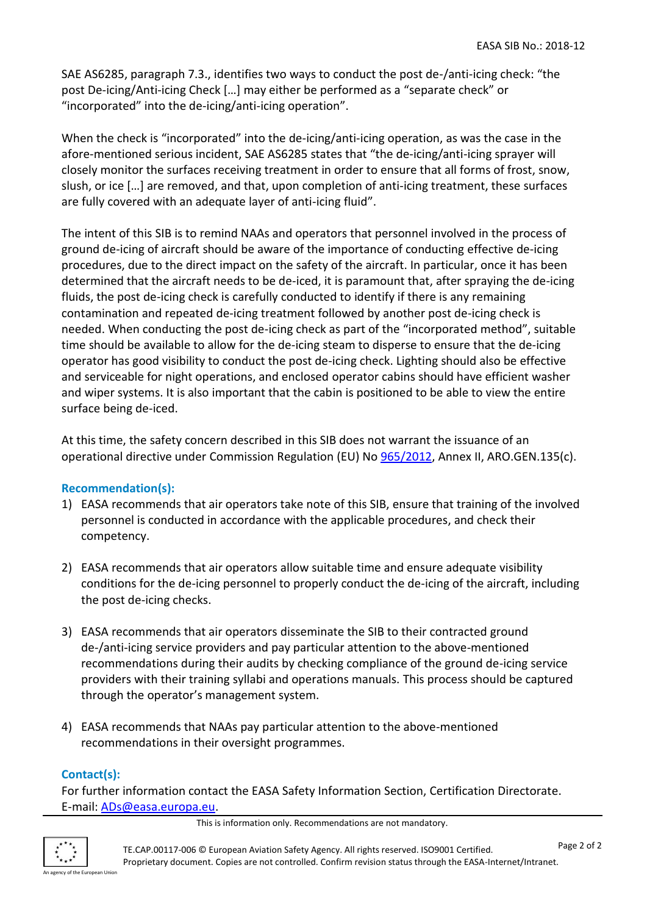SAE AS6285, paragraph 7.3., identifies two ways to conduct the post de-/anti-icing check: "the post De-icing/Anti-icing Check […] may either be performed as a "separate check" or "incorporated" into the de-icing/anti-icing operation".

When the check is "incorporated" into the de-icing/anti-icing operation, as was the case in the afore-mentioned serious incident, SAE AS6285 states that "the de-icing/anti-icing sprayer will closely monitor the surfaces receiving treatment in order to ensure that all forms of frost, snow, slush, or ice […] are removed, and that, upon completion of anti-icing treatment, these surfaces are fully covered with an adequate layer of anti-icing fluid".

The intent of this SIB is to remind NAAs and operators that personnel involved in the process of ground de-icing of aircraft should be aware of the importance of conducting effective de-icing procedures, due to the direct impact on the safety of the aircraft. In particular, once it has been determined that the aircraft needs to be de-iced, it is paramount that, after spraying the de-icing fluids, the post de-icing check is carefully conducted to identify if there is any remaining contamination and repeated de-icing treatment followed by another post de-icing check is needed. When conducting the post de-icing check as part of the "incorporated method", suitable time should be available to allow for the de-icing steam to disperse to ensure that the de-icing operator has good visibility to conduct the post de-icing check. Lighting should also be effective and serviceable for night operations, and enclosed operator cabins should have efficient washer and wiper systems. It is also important that the cabin is positioned to be able to view the entire surface being de-iced.

At this time, the safety concern described in this SIB does not warrant the issuance of an operational directive under Commission Regulation (EU) No 965/2012, Annex II, ARO.GEN.135(c).

## Recommendation(s):

1) EASA recommends that air operators take note of this SIB, ensure that training of the involved personnel is conducted in accordance with the applicable procedures, and check their competency.

2) EASA recommends that air operators allow suitable time and ensure adequate visibility conditions for the de-icing personnel to properly conduct the de-icing of the aircraft, including the post de-icing checks.

3) EASA recommends that air operators disseminate the SIB to their contracted ground de-/anti-icing service providers and pay particular attention to the above-mentioned recommendations during their audits by checking compliance of the ground de-icing service providers with their training syllabi and operations manuals. This process should be captured through the operator's management system.

4) EASA recommends that NAAs pay particular attention to the above-mentioned recommendations in their oversight programmes.

## Contact(s):

For further information contact the EASA Safety Information Section, Certification Directorate. E-mail: ADs@easa.europa.eu.

This is information only. Recommendations are not mandatory.